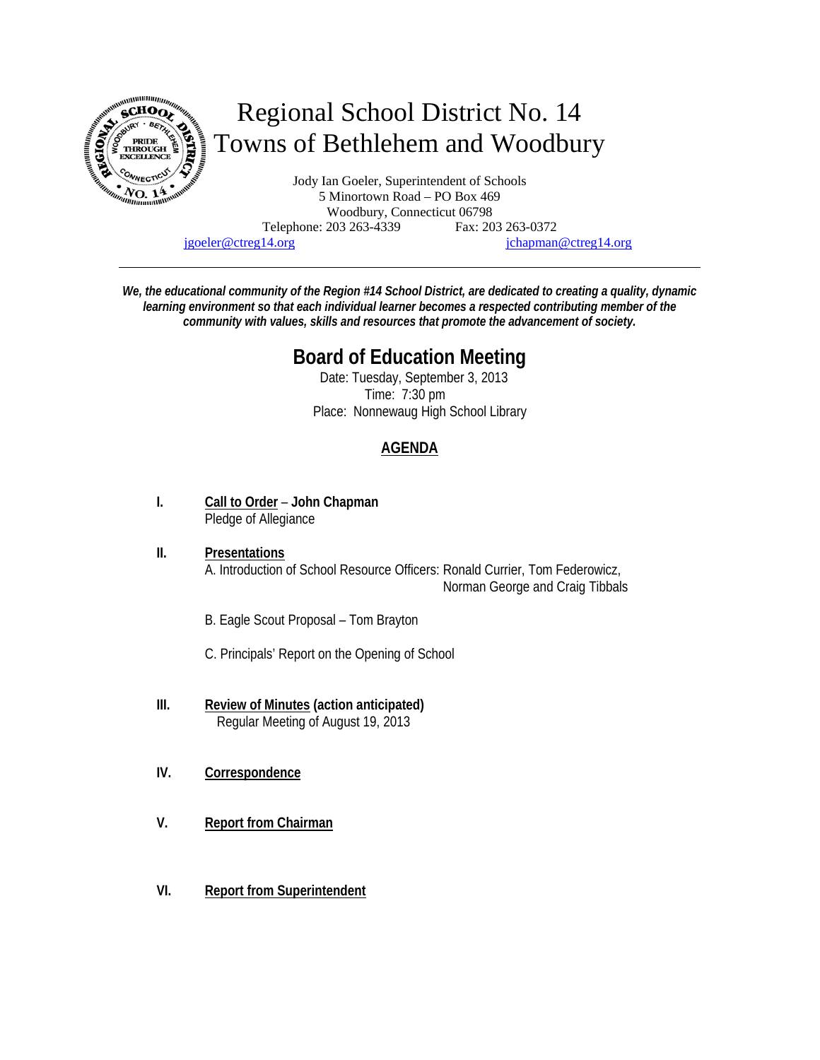# Regional School District No. 14
# Towns of Bethlehem and Woodbury

Jody Ian Goeler, Superintendent of Schools
5 Minortown Road – PO Box 469
Woodbury, Connecticut 06798
Telephone: 203 263-4339 Fax: 203 263-0372
jgoeler@ctreg14.org jchapman@ctreg14.org

---

***We, the educational community of the Region #14 School District, are dedicated to creating a quality, dynamic learning environment so that each individual learner becomes a respected contributing member of the community with values, skills and resources that promote the advancement of society.***

## Board of Education Meeting

Date: Tuesday, September 3, 2013
Time: 7:30 pm
Place: Nonnewaug High School Library

### AGENDA

**I. Call to Order – John Chapman**
Pledge of Allegiance

**II. Presentations**
A. Introduction of School Resource Officers: Ronald Currier, Tom Federowicz, Norman George and Craig Tibbals

B. Eagle Scout Proposal – Tom Brayton

C. Principals' Report on the Opening of School

**III. Review of Minutes (action anticipated)**
Regular Meeting of August 19, 2013

**IV. Correspondence**

**V. Report from Chairman**

**VI. Report from Superintendent**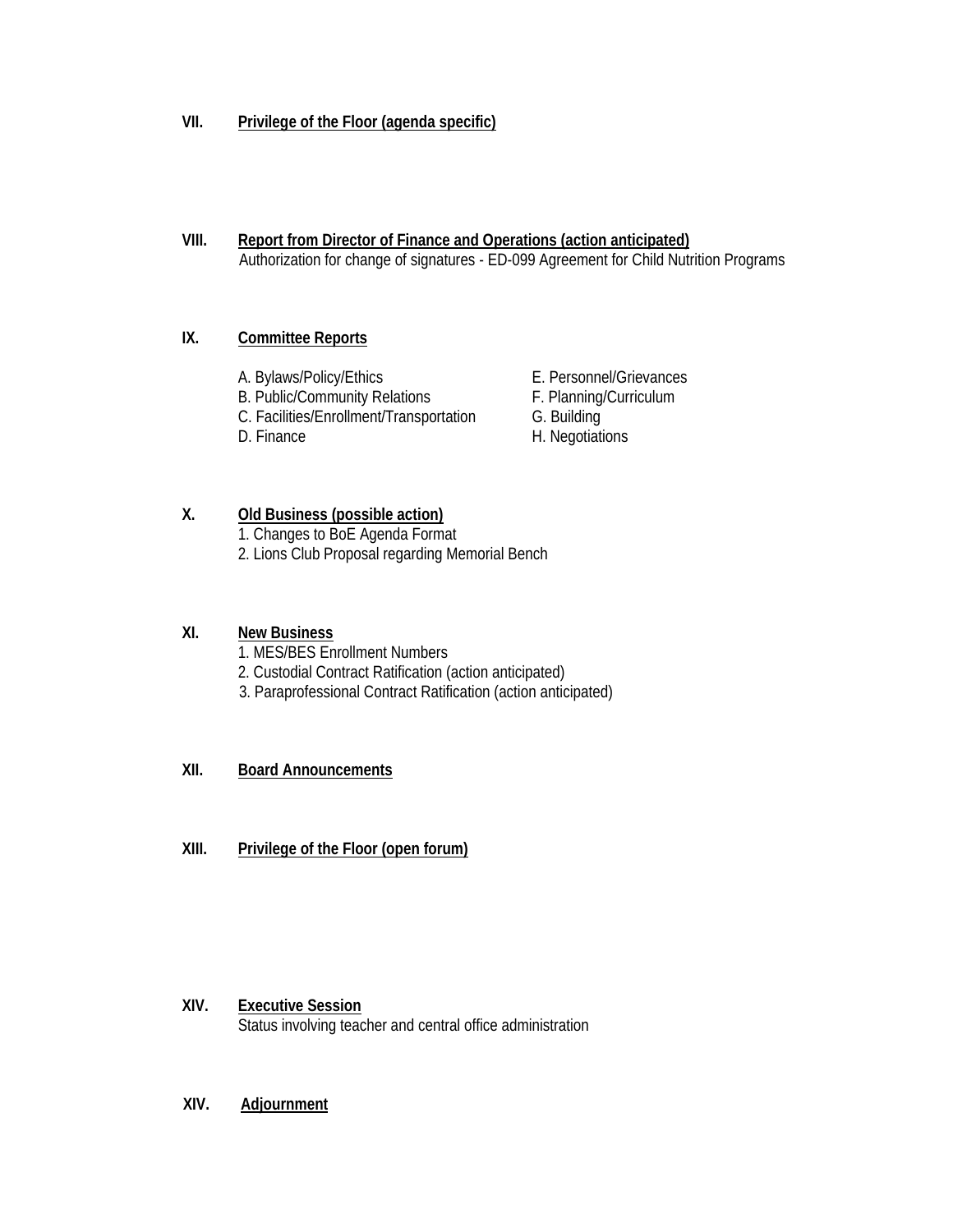**VII. Privilege of the Floor (agenda specific)**

**VIII. Report from Director of Finance and Operations (action anticipated)**
Authorization for change of signatures - ED-099 Agreement for Child Nutrition Programs

**IX. Committee Reports**

A. Bylaws/Policy/Ethics
B. Public/Community Relations
C. Facilities/Enrollment/Transportation
D. Finance
E. Personnel/Grievances
F. Planning/Curriculum
G. Building
H. Negotiations

**X. Old Business (possible action)**
1. Changes to BoE Agenda Format
2. Lions Club Proposal regarding Memorial Bench

**XI. New Business**
1. MES/BES Enrollment Numbers
2. Custodial Contract Ratification (action anticipated)
3. Paraprofessional Contract Ratification (action anticipated)

**XII. Board Announcements**

**XIII. Privilege of the Floor (open forum)**

**XIV. Executive Session**
Status involving teacher and central office administration

**XIV. Adjournment**